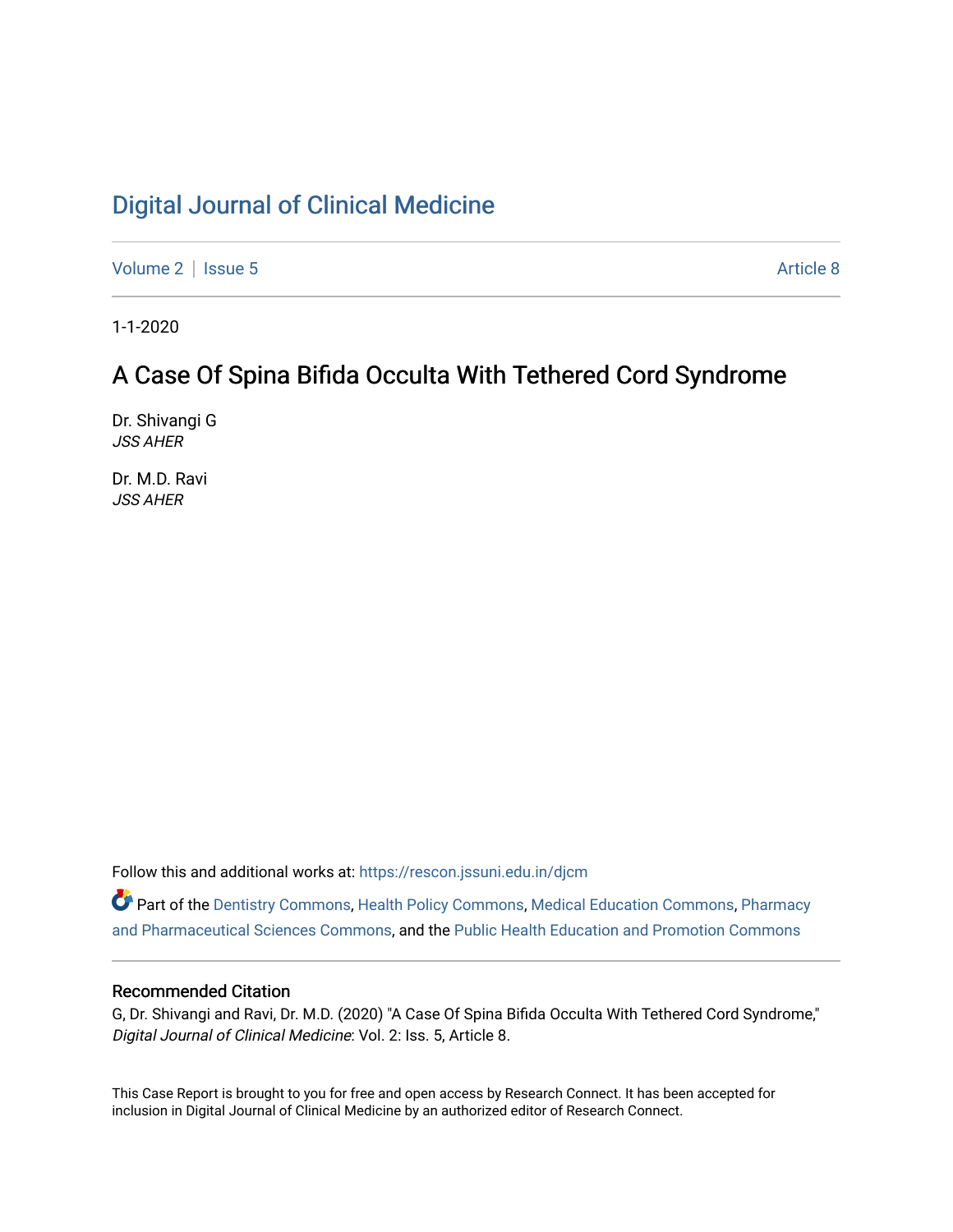# Digital Journal of Clinical Medicine

Volume 2 | Issue 5 Article 8

1-1-2020

## A Case Of Spina Bifida Occulta With Tethered Cord Syndrome

Dr. Shivangi G
*JSS AHER*

Dr. M.D. Ravi
*JSS AHER*

Follow this and additional works at: https://rescon.jssuni.edu.in/djcm

Part of the Dentistry Commons, Health Policy Commons, Medical Education Commons, Pharmacy and Pharmaceutical Sciences Commons, and the Public Health Education and Promotion Commons

### Recommended Citation

G, Dr. Shivangi and Ravi, Dr. M.D. (2020) "A Case Of Spina Bifida Occulta With Tethered Cord Syndrome," *Digital Journal of Clinical Medicine*: Vol. 2: Iss. 5, Article 8.

This Case Report is brought to you for free and open access by Research Connect. It has been accepted for inclusion in Digital Journal of Clinical Medicine by an authorized editor of Research Connect.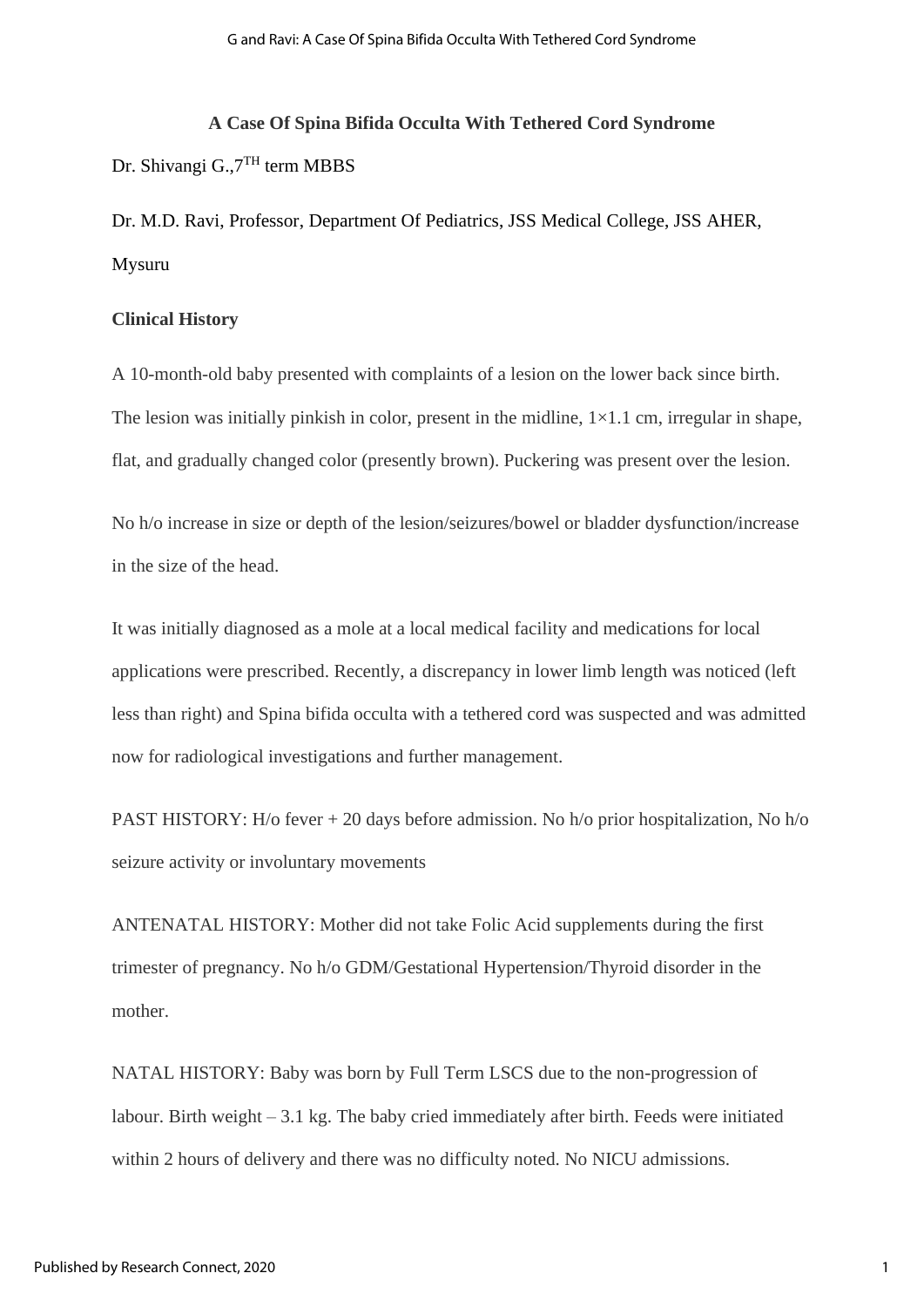# A Case Of Spina Bifida Occulta With Tethered Cord Syndrome

Dr. Shivangi G.,7TH term MBBS

Dr. M.D. Ravi, Professor, Department Of Pediatrics, JSS Medical College, JSS AHER, Mysuru

## Clinical History

A 10-month-old baby presented with complaints of a lesion on the lower back since birth. The lesion was initially pinkish in color, present in the midline, 1×1.1 cm, irregular in shape, flat, and gradually changed color (presently brown). Puckering was present over the lesion.

No h/o increase in size or depth of the lesion/seizures/bowel or bladder dysfunction/increase in the size of the head.

It was initially diagnosed as a mole at a local medical facility and medications for local applications were prescribed. Recently, a discrepancy in lower limb length was noticed (left less than right) and Spina bifida occulta with a tethered cord was suspected and was admitted now for radiological investigations and further management.

PAST HISTORY: H/o fever + 20 days before admission. No h/o prior hospitalization, No h/o seizure activity or involuntary movements

ANTENATAL HISTORY: Mother did not take Folic Acid supplements during the first trimester of pregnancy. No h/o GDM/Gestational Hypertension/Thyroid disorder in the mother.

NATAL HISTORY: Baby was born by Full Term LSCS due to the non-progression of labour. Birth weight – 3.1 kg. The baby cried immediately after birth. Feeds were initiated within 2 hours of delivery and there was no difficulty noted. No NICU admissions.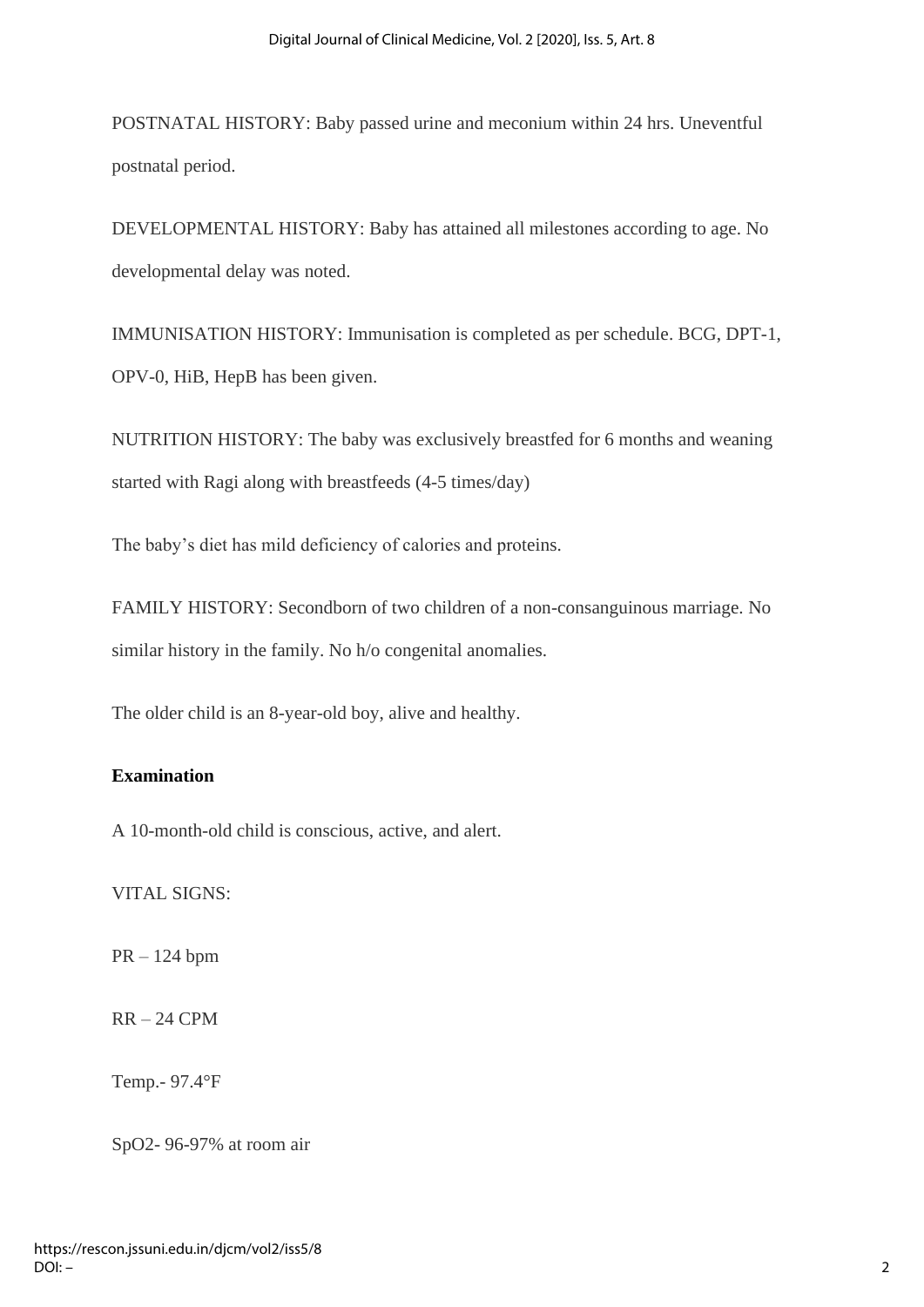POSTNATAL HISTORY: Baby passed urine and meconium within 24 hrs. Uneventful postnatal period.

DEVELOPMENTAL HISTORY: Baby has attained all milestones according to age. No developmental delay was noted.

IMMUNISATION HISTORY: Immunisation is completed as per schedule. BCG, DPT-1, OPV-0, HiB, HepB has been given.

NUTRITION HISTORY: The baby was exclusively breastfed for 6 months and weaning started with Ragi along with breastfeeds (4-5 times/day)

The baby's diet has mild deficiency of calories and proteins.

FAMILY HISTORY: Secondborn of two children of a non-consanguinous marriage. No similar history in the family. No h/o congenital anomalies.

The older child is an 8-year-old boy, alive and healthy.

**Examination**

A 10-month-old child is conscious, active, and alert.

VITAL SIGNS:

PR – 124 bpm

RR – 24 CPM

Temp.- 97.4°F

SpO2- 96-97% at room air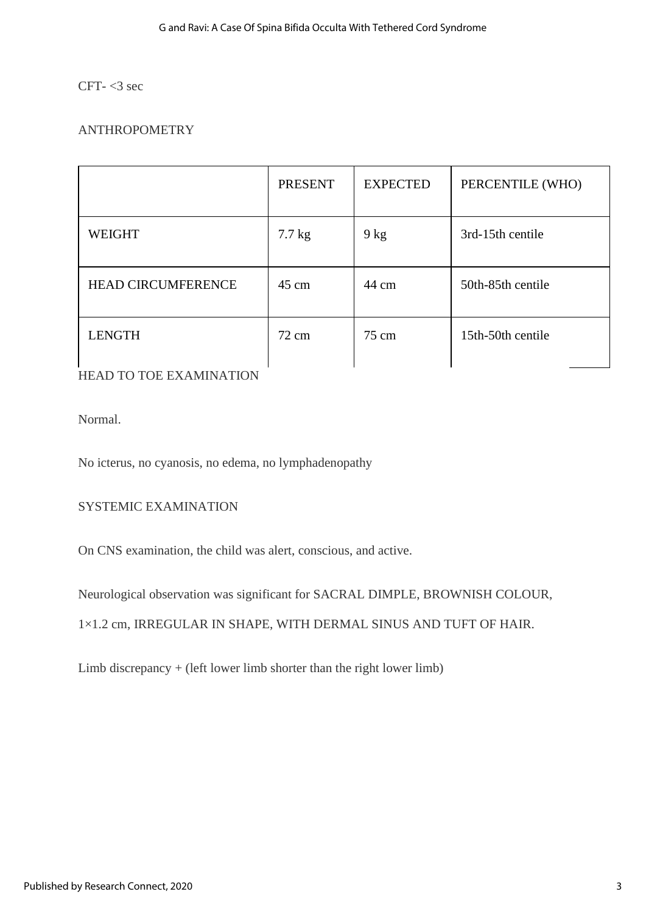CFT- <3 sec

ANTHROPOMETRY

|  | PRESENT | EXPECTED | PERCENTILE (WHO) |
|---|---|---|---|
| WEIGHT | 7.7 kg | 9 kg | 3rd-15th centile |
| HEAD CIRCUMFERENCE | 45 cm | 44 cm | 50th-85th centile |
| LENGTH | 72 cm | 75 cm | 15th-50th centile |

HEAD TO TOE EXAMINATION

Normal.

No icterus, no cyanosis, no edema, no lymphadenopathy

SYSTEMIC EXAMINATION

On CNS examination, the child was alert, conscious, and active.

Neurological observation was significant for SACRAL DIMPLE, BROWNISH COLOUR, 1×1.2 cm, IRREGULAR IN SHAPE, WITH DERMAL SINUS AND TUFT OF HAIR.

Limb discrepancy + (left lower limb shorter than the right lower limb)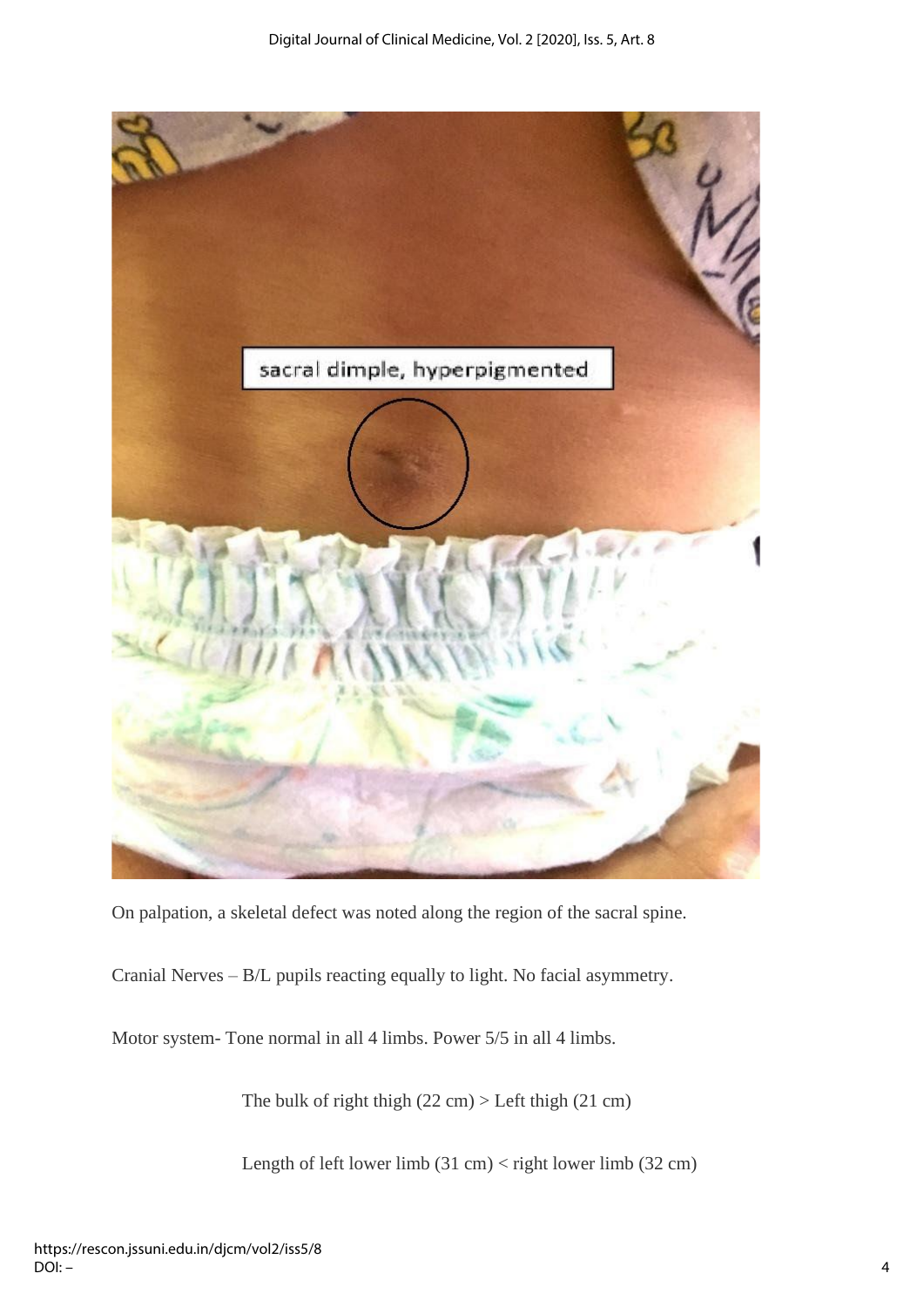On palpation, a skeletal defect was noted along the region of the sacral spine.

Cranial Nerves – B/L pupils reacting equally to light. No facial asymmetry.

Motor system- Tone normal in all 4 limbs. Power 5/5 in all 4 limbs.

The bulk of right thigh (22 cm) > Left thigh (21 cm)

Length of left lower limb (31 cm) < right lower limb (32 cm)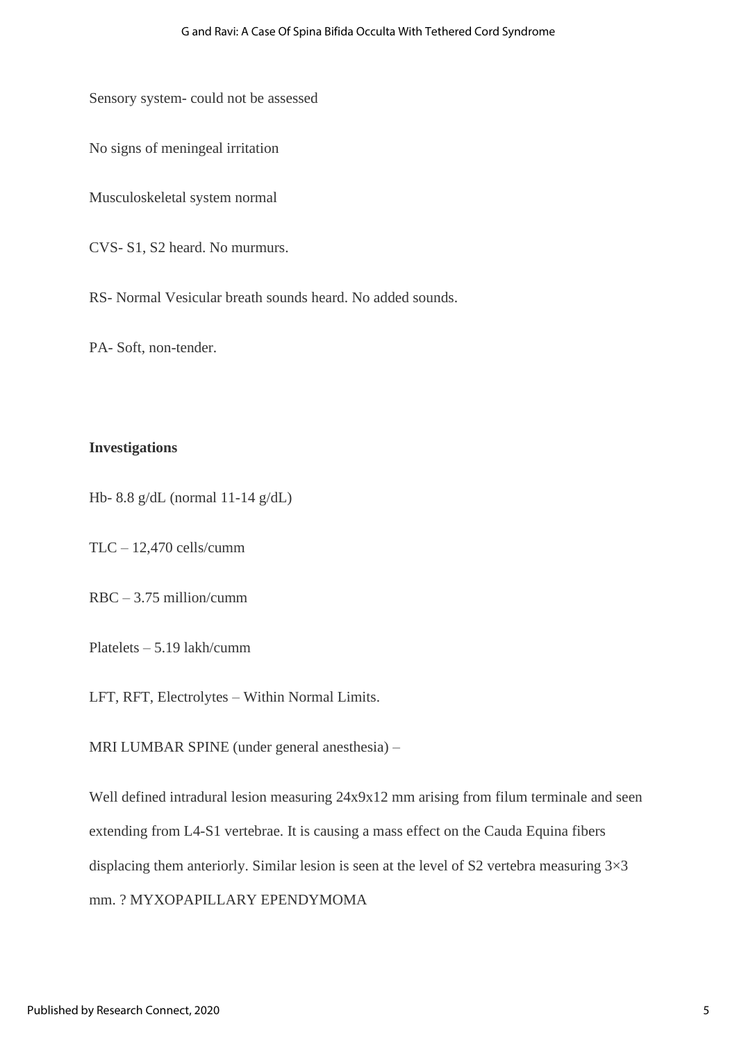Sensory system- could not be assessed

No signs of meningeal irritation

Musculoskeletal system normal

CVS- S1, S2 heard. No murmurs.

RS- Normal Vesicular breath sounds heard. No added sounds.

PA- Soft, non-tender.

**Investigations**

Hb- 8.8 g/dL (normal 11-14 g/dL)

TLC – 12,470 cells/cumm

RBC – 3.75 million/cumm

Platelets – 5.19 lakh/cumm

LFT, RFT, Electrolytes – Within Normal Limits.

MRI LUMBAR SPINE (under general anesthesia) –

Well defined intradural lesion measuring 24x9x12 mm arising from filum terminale and seen extending from L4-S1 vertebrae. It is causing a mass effect on the Cauda Equina fibers displacing them anteriorly. Similar lesion is seen at the level of S2 vertebra measuring 3×3 mm. ? MYXOPAPILLARY EPENDYMOMA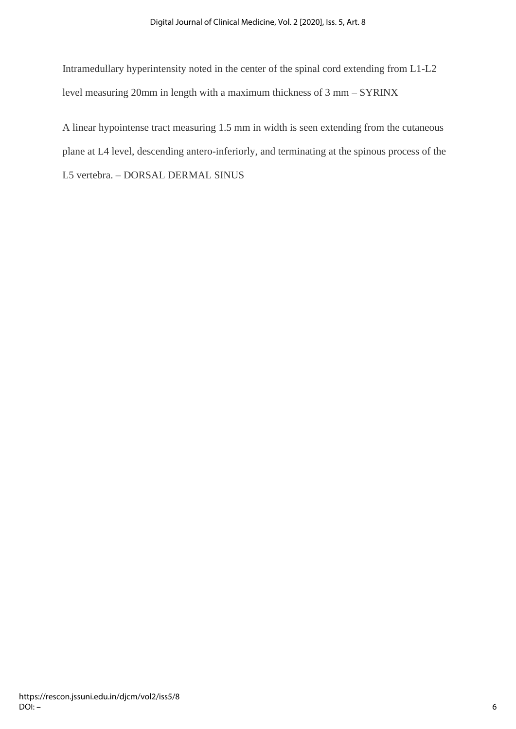Intramedullary hyperintensity noted in the center of the spinal cord extending from L1-L2 level measuring 20mm in length with a maximum thickness of 3 mm – SYRINX

A linear hypointense tract measuring 1.5 mm in width is seen extending from the cutaneous plane at L4 level, descending antero-inferiorly, and terminating at the spinous process of the L5 vertebra. – DORSAL DERMAL SINUS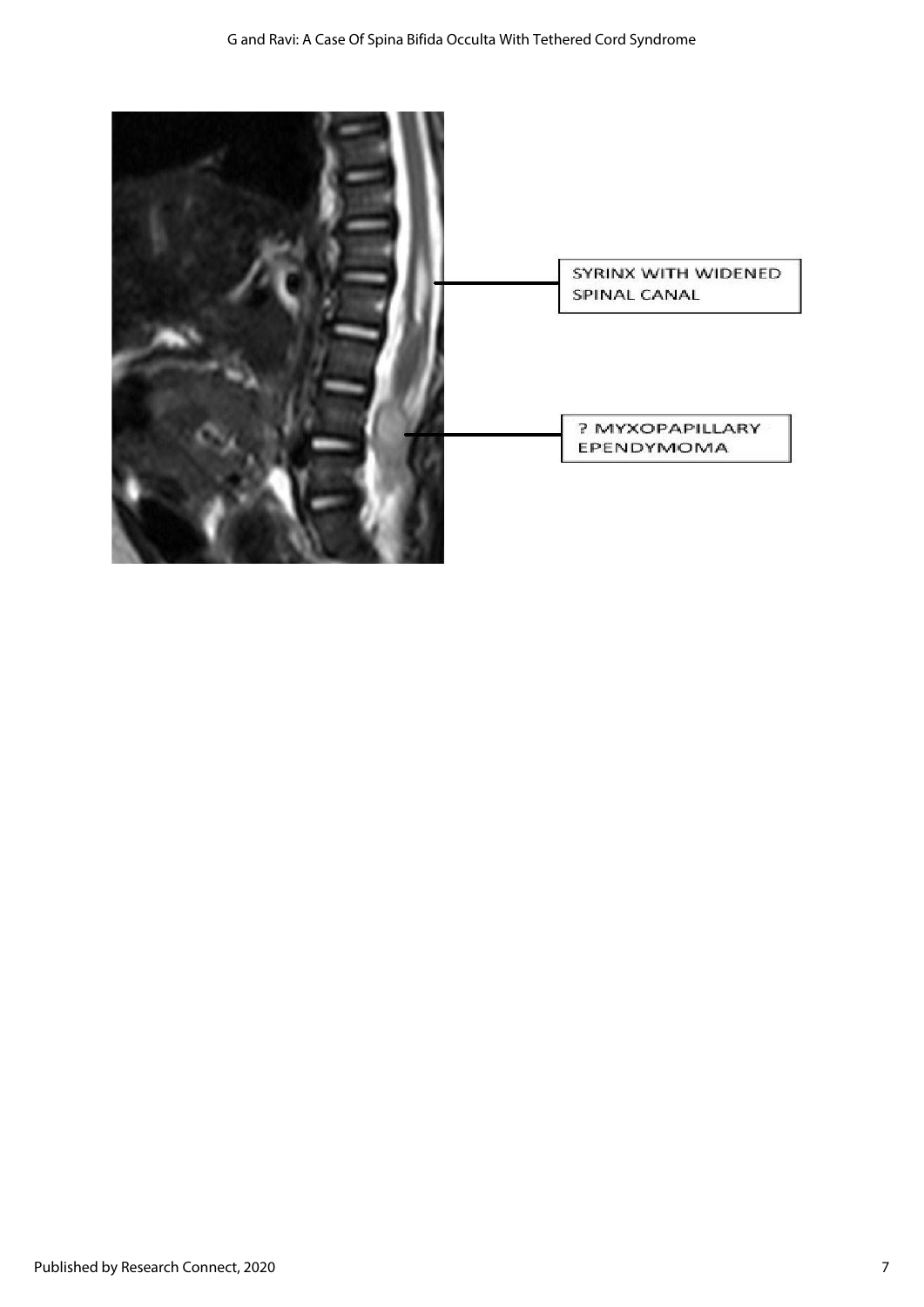SYRINX WITH WIDENED SPINAL CANAL

? MYXOPAPILLARY EPENDYMOMA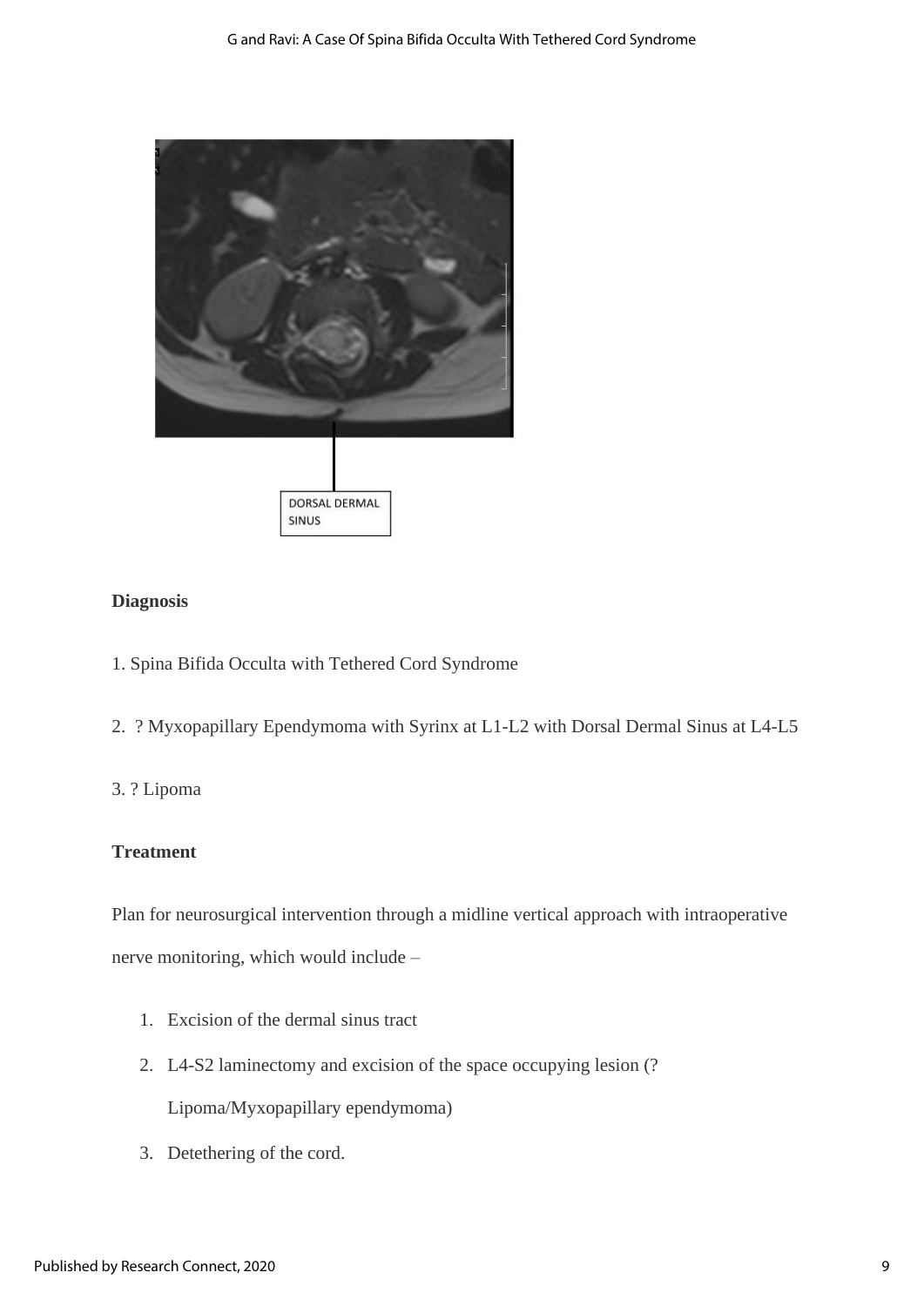DORSAL DERMAL SINUS

**Diagnosis**

1. Spina Bifida Occulta with Tethered Cord Syndrome

2. ? Myxopapillary Ependymoma with Syrinx at L1-L2 with Dorsal Dermal Sinus at L4-L5

3. ? Lipoma

**Treatment**

Plan for neurosurgical intervention through a midline vertical approach with intraoperative nerve monitoring, which would include –

1. Excision of the dermal sinus tract
2. L4-S2 laminectomy and excision of the space occupying lesion (? Lipoma/Myxopapillary ependymoma)
3. Detethering of the cord.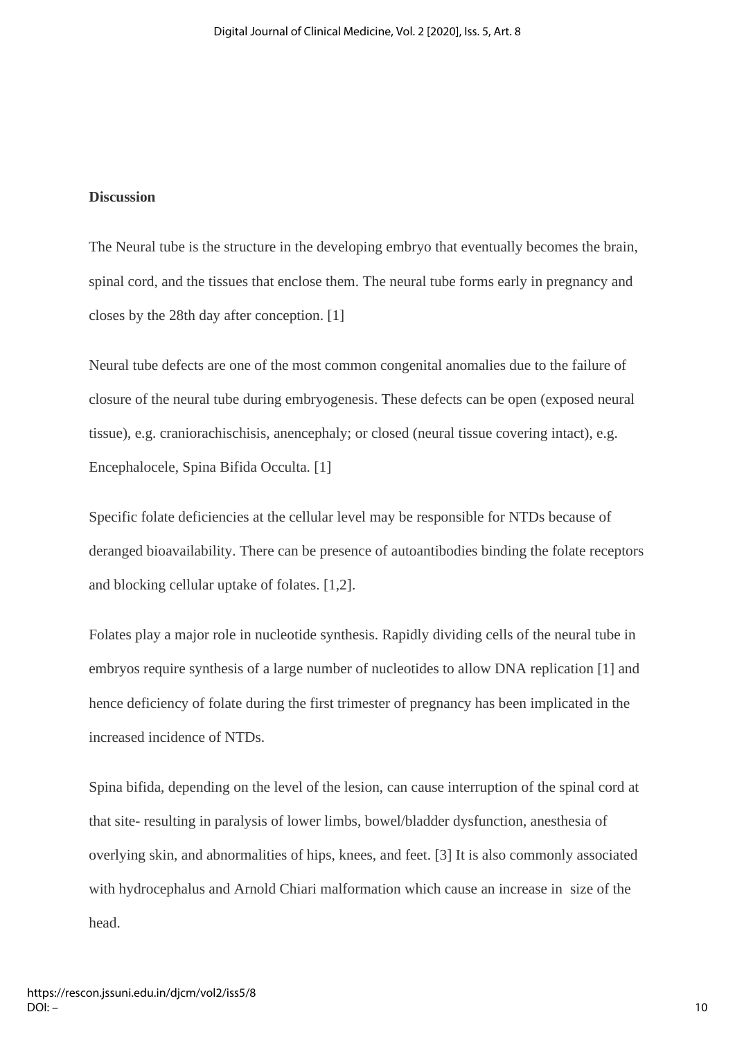## Discussion

The Neural tube is the structure in the developing embryo that eventually becomes the brain, spinal cord, and the tissues that enclose them. The neural tube forms early in pregnancy and closes by the 28th day after conception. [1]

Neural tube defects are one of the most common congenital anomalies due to the failure of closure of the neural tube during embryogenesis. These defects can be open (exposed neural tissue), e.g. craniorachischisis, anencephaly; or closed (neural tissue covering intact), e.g. Encephalocele, Spina Bifida Occulta. [1]

Specific folate deficiencies at the cellular level may be responsible for NTDs because of deranged bioavailability. There can be presence of autoantibodies binding the folate receptors and blocking cellular uptake of folates. [1,2].

Folates play a major role in nucleotide synthesis. Rapidly dividing cells of the neural tube in embryos require synthesis of a large number of nucleotides to allow DNA replication [1] and hence deficiency of folate during the first trimester of pregnancy has been implicated in the increased incidence of NTDs.

Spina bifida, depending on the level of the lesion, can cause interruption of the spinal cord at that site- resulting in paralysis of lower limbs, bowel/bladder dysfunction, anesthesia of overlying skin, and abnormalities of hips, knees, and feet. [3] It is also commonly associated with hydrocephalus and Arnold Chiari malformation which cause an increase in size of the head.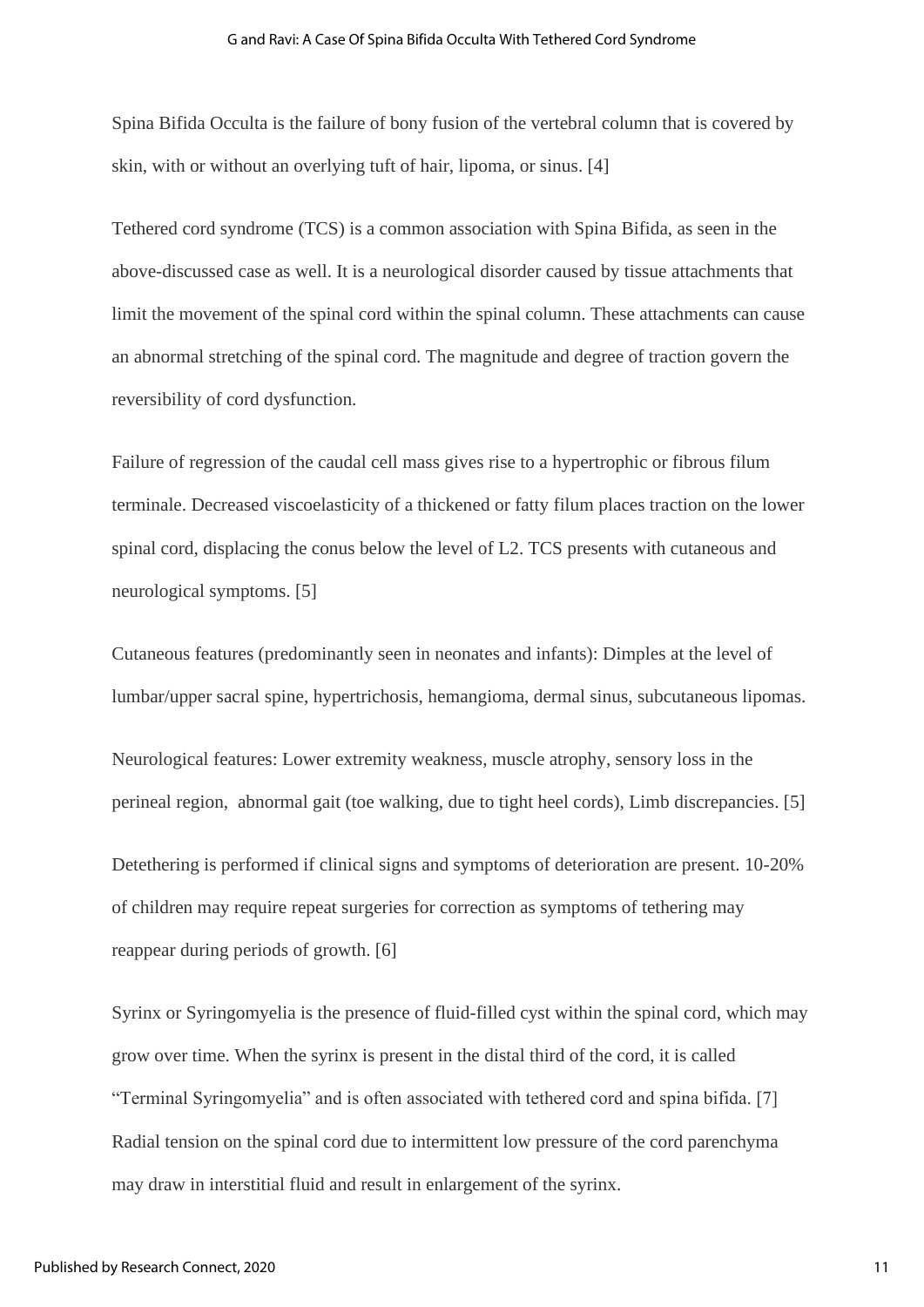Spina Bifida Occulta is the failure of bony fusion of the vertebral column that is covered by skin, with or without an overlying tuft of hair, lipoma, or sinus. [4]

Tethered cord syndrome (TCS) is a common association with Spina Bifida, as seen in the above-discussed case as well. It is a neurological disorder caused by tissue attachments that limit the movement of the spinal cord within the spinal column. These attachments can cause an abnormal stretching of the spinal cord. The magnitude and degree of traction govern the reversibility of cord dysfunction.

Failure of regression of the caudal cell mass gives rise to a hypertrophic or fibrous filum terminale. Decreased viscoelasticity of a thickened or fatty filum places traction on the lower spinal cord, displacing the conus below the level of L2. TCS presents with cutaneous and neurological symptoms. [5]

Cutaneous features (predominantly seen in neonates and infants): Dimples at the level of lumbar/upper sacral spine, hypertrichosis, hemangioma, dermal sinus, subcutaneous lipomas.

Neurological features: Lower extremity weakness, muscle atrophy, sensory loss in the perineal region, abnormal gait (toe walking, due to tight heel cords), Limb discrepancies. [5]

Detethering is performed if clinical signs and symptoms of deterioration are present. 10-20% of children may require repeat surgeries for correction as symptoms of tethering may reappear during periods of growth. [6]

Syrinx or Syringomyelia is the presence of fluid-filled cyst within the spinal cord, which may grow over time. When the syrinx is present in the distal third of the cord, it is called "Terminal Syringomyelia" and is often associated with tethered cord and spina bifida. [7] Radial tension on the spinal cord due to intermittent low pressure of the cord parenchyma may draw in interstitial fluid and result in enlargement of the syrinx.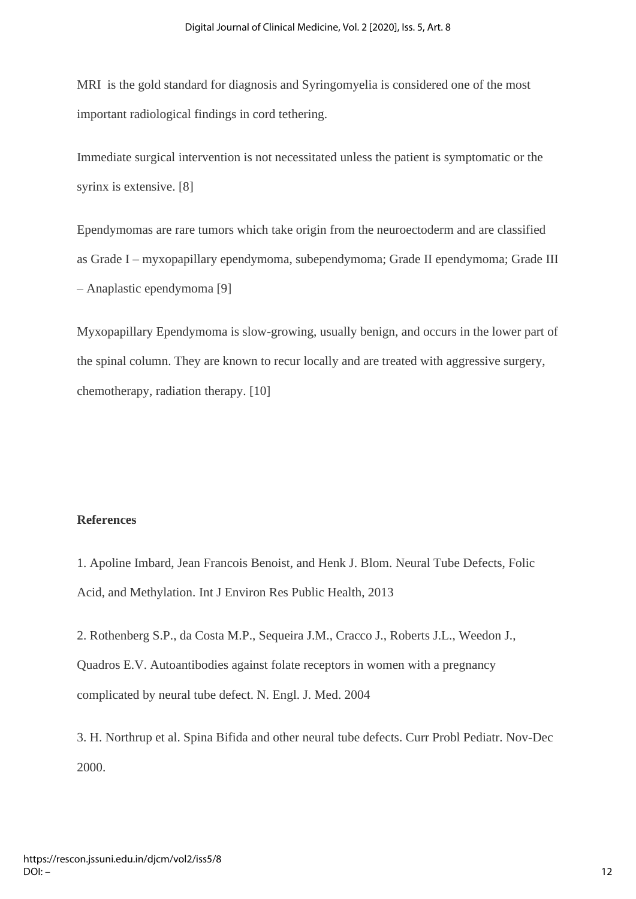MRI is the gold standard for diagnosis and Syringomyelia is considered one of the most important radiological findings in cord tethering.

Immediate surgical intervention is not necessitated unless the patient is symptomatic or the syrinx is extensive. [8]

Ependymomas are rare tumors which take origin from the neuroectoderm and are classified as Grade I – myxopapillary ependymoma, subependymoma; Grade II ependymoma; Grade III – Anaplastic ependymoma [9]

Myxopapillary Ependymoma is slow-growing, usually benign, and occurs in the lower part of the spinal column. They are known to recur locally and are treated with aggressive surgery, chemotherapy, radiation therapy. [10]

## References

1. Apoline Imbard, Jean Francois Benoist, and Henk J. Blom. Neural Tube Defects, Folic Acid, and Methylation. Int J Environ Res Public Health, 2013

2. Rothenberg S.P., da Costa M.P., Sequeira J.M., Cracco J., Roberts J.L., Weedon J., Quadros E.V. Autoantibodies against folate receptors in women with a pregnancy complicated by neural tube defect. N. Engl. J. Med. 2004

3. H. Northrup et al. Spina Bifida and other neural tube defects. Curr Probl Pediatr. Nov-Dec 2000.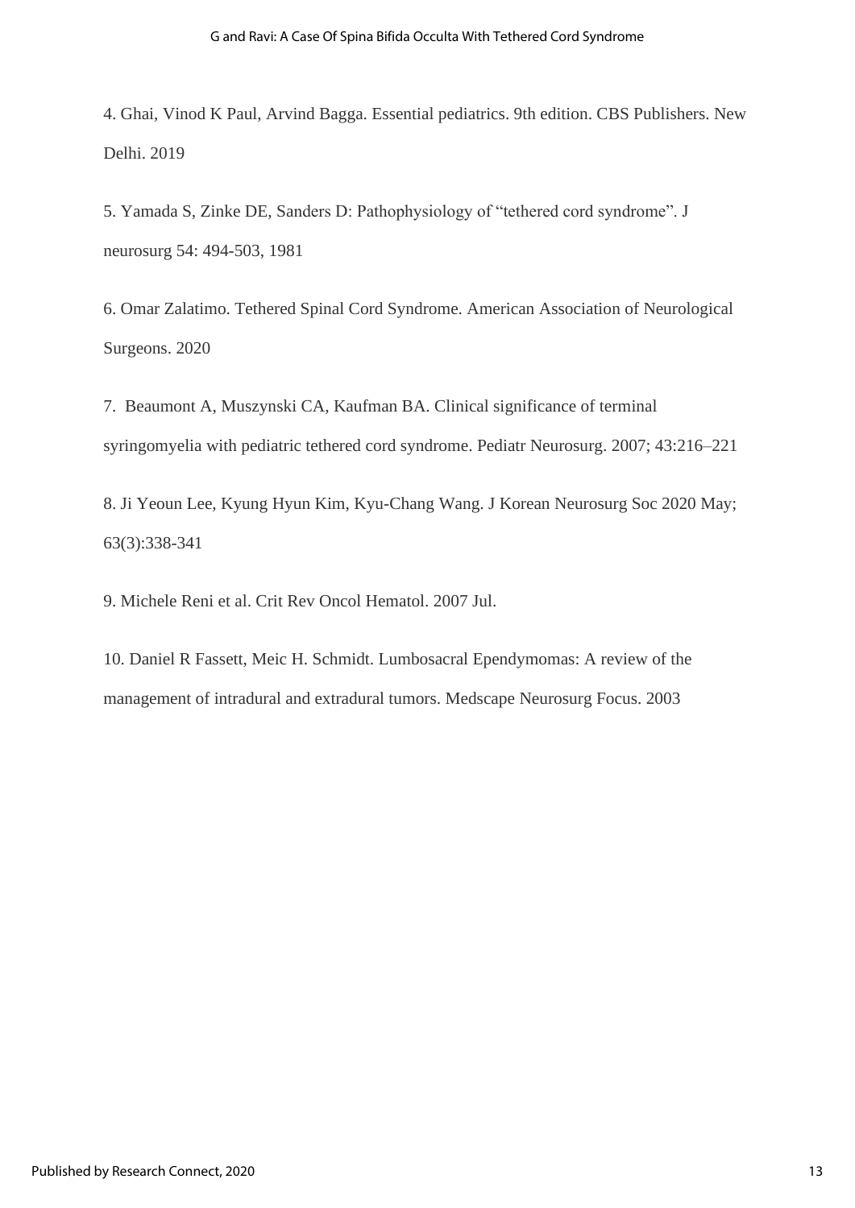4. Ghai, Vinod K Paul, Arvind Bagga. Essential pediatrics. 9th edition. CBS Publishers. New Delhi. 2019

5. Yamada S, Zinke DE, Sanders D: Pathophysiology of "tethered cord syndrome". J neurosurg 54: 494-503, 1981

6. Omar Zalatimo. Tethered Spinal Cord Syndrome. American Association of Neurological Surgeons. 2020

7. Beaumont A, Muszynski CA, Kaufman BA. Clinical significance of terminal syringomyelia with pediatric tethered cord syndrome. Pediatr Neurosurg. 2007; 43:216–221

8. Ji Yeoun Lee, Kyung Hyun Kim, Kyu-Chang Wang. J Korean Neurosurg Soc 2020 May; 63(3):338-341

9. Michele Reni et al. Crit Rev Oncol Hematol. 2007 Jul.

10. Daniel R Fassett, Meic H. Schmidt. Lumbosacral Ependymomas: A review of the management of intradural and extradural tumors. Medscape Neurosurg Focus. 2003